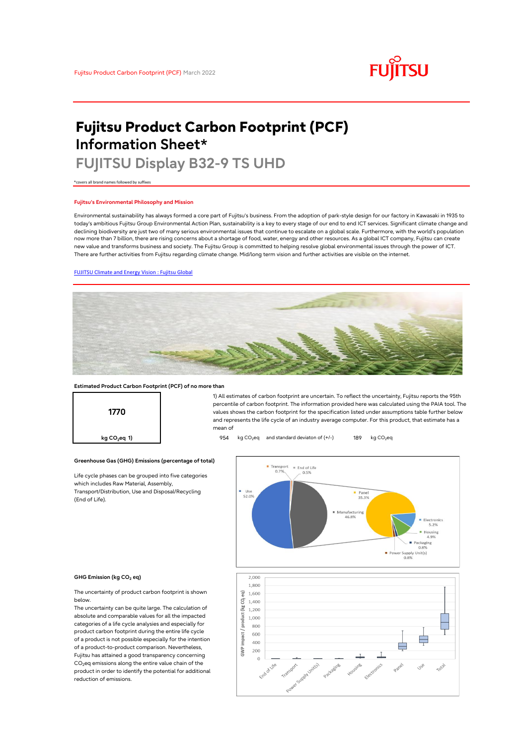Fujitsu Product Carbon Footprint (PCF) March 2022

# Fujitsu Product Carbon Footprint (PCF) Information Sheet*

## FUJITSU Display B32-9 TS UHD

*covers all brand names followed by suffixes

### Fujitsu's Environmental Philosophy and Mission

Environmental sustainability has always formed a core part of Fujitsu's business. From the adoption of park-style design for our factory in Kawasaki in 1935 to today's ambitious Fujitsu Group Environmental Action Plan, sustainability is a key to every stage of our end to end ICT services. Significant climate change and declining biodiversity are just two of many serious environmental issues that continue to escalate on a global scale. Furthermore, with the world's population now more than 7 billion, there are rising concerns about a shortage of food, water, energy and other resources. As a global ICT company, Fujitsu can create new value and transforms business and society. The Fujitsu Group is committed to helping resolve global environmental issues through the power of ICT. There are further activities from Fujitsu regarding climate change. Mid/long term vision and further activities are visible on the internet.

[FUJITSU Climate and Energy Vision : Fujitsu Global]

### Estimated Product Carbon Footprint (PCF) of no more than

**1770**

**kg $CO_2$eq 1)**

1) All estimates of carbon footprint are uncertain. To reflect the uncertainty, Fujitsu reports the 95th percentile of carbon footprint. The information provided here was calculated using the PAIA tool. The values shows the carbon footprint for the specification listed under assumptions table further below and represents the life cycle of an industry average computer. For this product, that estimate has a mean of

954 kg $CO_2$eq and standard deviaton of (+/-) 189 kg $CO_2$eq

### Greenhouse Gas (GHG) Emissions (percentage of total)

Life cycle phases can be grouped into five categories which includes Raw Material, Assembly, Transport/Distribution, Use and Disposal/Recycling (End of Life).

| Phase | Percentage |
|---|---|
| Use | 52.0% |
| Manufacturing | 46.8% |
| Transport | 0.7% |
| End of Life | 0.5% |

| Manufacturing component | Percentage |
|---|---|
| Panel | 35.3% |
| Electronics | 5.2% |
| Housing | 4.9% |
| Packaging | 0.8% |
| Power Supply Unit(s) | 0.8% |

### GHG Emission (kg $CO_2$ eq)

The uncertainty of product carbon footprint is shown below.

The uncertainty can be quite large. The calculation of absolute and comparable values for all the impacted categories of a life cycle analysies and especially for product carbon footprint during the entire life cycle of a product is not possible especially for the intention of a product-to-product comparison. Nevertheless, Fujitsu has attained a good transparency concerning $CO_2$eq emissions along the entire value chain of the product in order to identify the potential for additional reduction of emissions.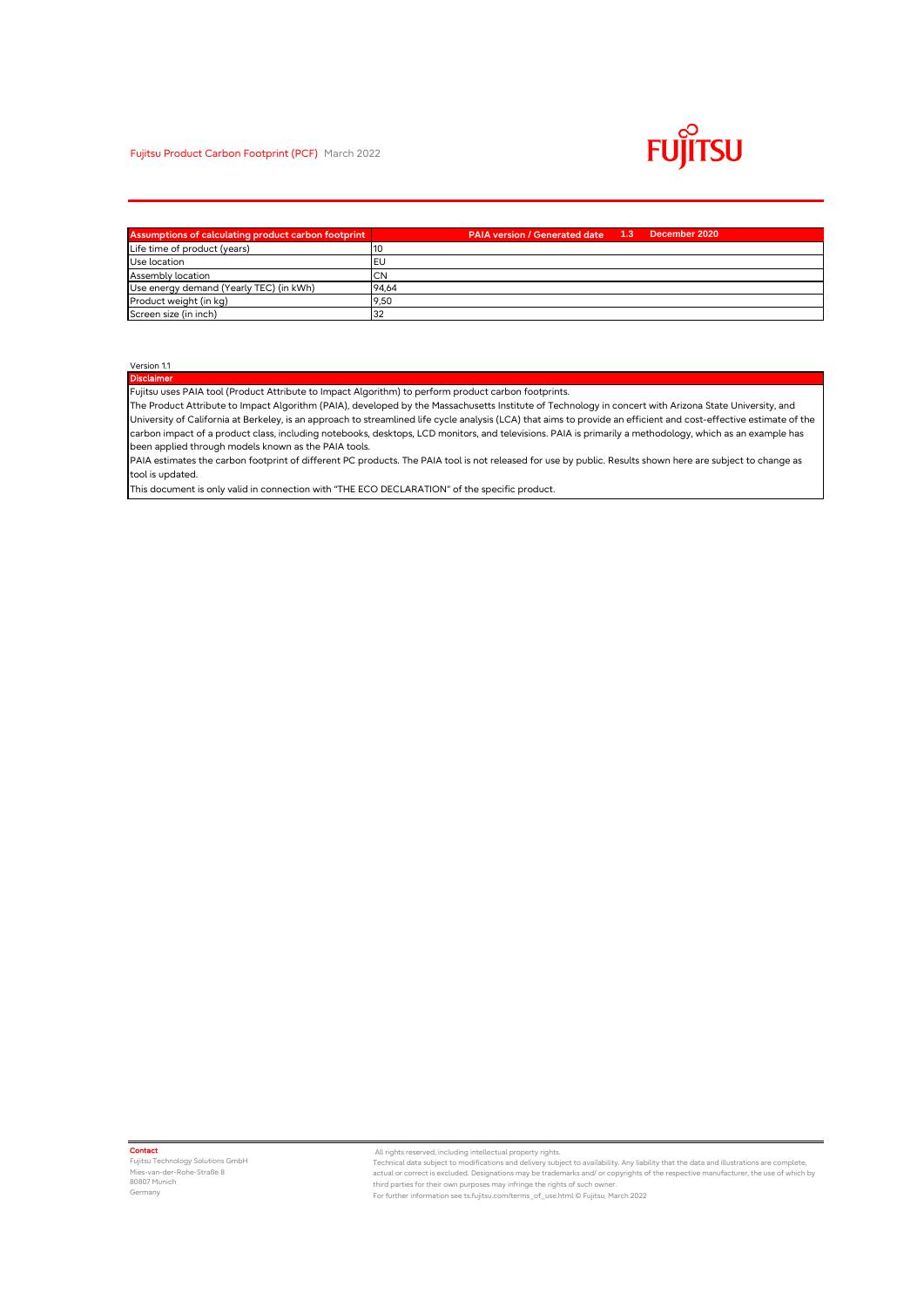Fujitsu Product Carbon Footprint (PCF) March 2022

| Assumptions of calculating product carbon footprint | PAIA version / Generated date 1.3 December 2020 |
|---|---|
| Life time of product (years) | 10 |
| Use location | EU |
| Assembly location | CN |
| Use energy demand (Yearly TEC) (in kWh) | 94,64 |
| Product weight (in kg) | 9,50 |
| Screen size (in inch) | 32 |

Version 1.1

**Disclaimer**

Fujitsu uses PAIA tool (Product Attribute to Impact Algorithm) to perform product carbon footprints.

The Product Attribute to Impact Algorithm (PAIA), developed by the Massachusetts Institute of Technology in concert with Arizona State University, and University of California at Berkeley, is an approach to streamlined life cycle analysis (LCA) that aims to provide an efficient and cost-effective estimate of the carbon impact of a product class, including notebooks, desktops, LCD monitors, and televisions. PAIA is primarily a methodology, which as an example has been applied through models known as the PAIA tools.

PAIA estimates the carbon footprint of different PC products. The PAIA tool is not released for use by public. Results shown here are subject to change as tool is updated.

This document is only valid in connection with "THE ECO DECLARATION" of the specific product.

**Contact**

Fujitsu Technology Solutions GmbH
Mies-van-der-Rohe-Straße 8
80807 Munich
Germany

All rights reserved, including intellectual property rights.
Technical data subject to modifications and delivery subject to availability. Any liability that the data and illustrations are complete, actual or correct is excluded. Designations may be trademarks and/ or copyrights of the respective manufacturer, the use of which by third parties for their own purposes may infringe the rights of such owner.
For further information see ts.fujitsu.com/terms_of_use.html © Fujitsu, March 2022